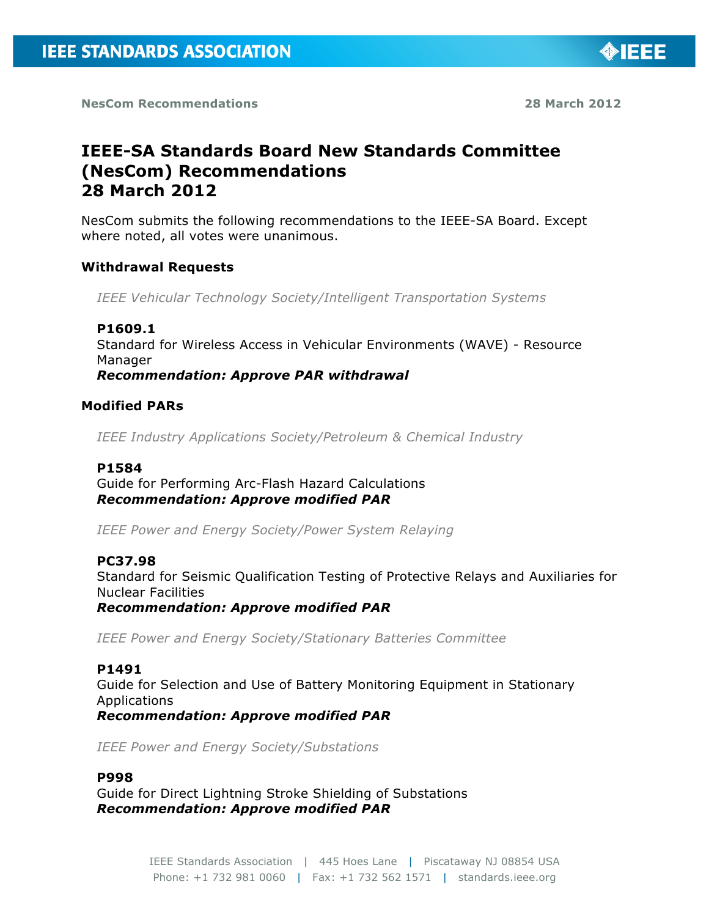NesCom Recommendations 28 March 2012

# IEEE-SA Standards Board New Standards Committee (NesCom) Recommendations 28 March 2012

NesCom submits the following recommendations to the IEEE-SA Board. Except where noted, all votes were unanimous.

## Withdrawal Requests

*IEEE Vehicular Technology Society/Intelligent Transportation Systems*

**P1609.1**
Standard for Wireless Access in Vehicular Environments (WAVE) - Resource Manager
***Recommendation: Approve PAR withdrawal***

## Modified PARs

*IEEE Industry Applications Society/Petroleum & Chemical Industry*

**P1584**
Guide for Performing Arc-Flash Hazard Calculations
***Recommendation: Approve modified PAR***

*IEEE Power and Energy Society/Power System Relaying*

**PC37.98**
Standard for Seismic Qualification Testing of Protective Relays and Auxiliaries for Nuclear Facilities
***Recommendation: Approve modified PAR***

*IEEE Power and Energy Society/Stationary Batteries Committee*

**P1491**
Guide for Selection and Use of Battery Monitoring Equipment in Stationary Applications
***Recommendation: Approve modified PAR***

*IEEE Power and Energy Society/Substations*

**P998**
Guide for Direct Lightning Stroke Shielding of Substations
***Recommendation: Approve modified PAR***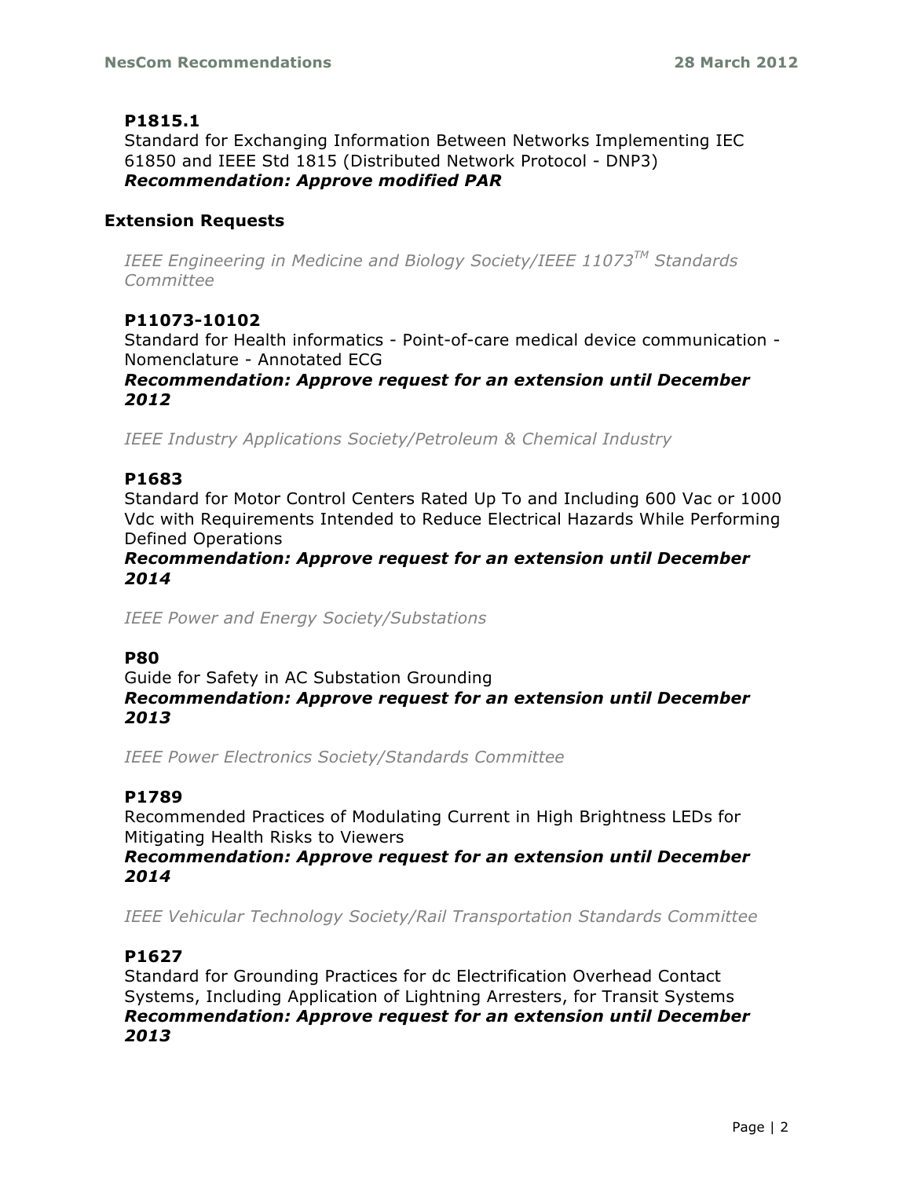**P1815.1**
Standard for Exchanging Information Between Networks Implementing IEC 61850 and IEEE Std 1815 (Distributed Network Protocol - DNP3)
***Recommendation: Approve modified PAR***

### Extension Requests

*IEEE Engineering in Medicine and Biology Society/IEEE 11073™ Standards Committee*

**P11073-10102**
Standard for Health informatics - Point-of-care medical device communication - Nomenclature - Annotated ECG
***Recommendation: Approve request for an extension until December 2012***

*IEEE Industry Applications Society/Petroleum & Chemical Industry*

**P1683**
Standard for Motor Control Centers Rated Up To and Including 600 Vac or 1000 Vdc with Requirements Intended to Reduce Electrical Hazards While Performing Defined Operations
***Recommendation: Approve request for an extension until December 2014***

*IEEE Power and Energy Society/Substations*

**P80**
Guide for Safety in AC Substation Grounding
***Recommendation: Approve request for an extension until December 2013***

*IEEE Power Electronics Society/Standards Committee*

**P1789**
Recommended Practices of Modulating Current in High Brightness LEDs for Mitigating Health Risks to Viewers
***Recommendation: Approve request for an extension until December 2014***

*IEEE Vehicular Technology Society/Rail Transportation Standards Committee*

**P1627**
Standard for Grounding Practices for dc Electrification Overhead Contact Systems, Including Application of Lightning Arresters, for Transit Systems
***Recommendation: Approve request for an extension until December 2013***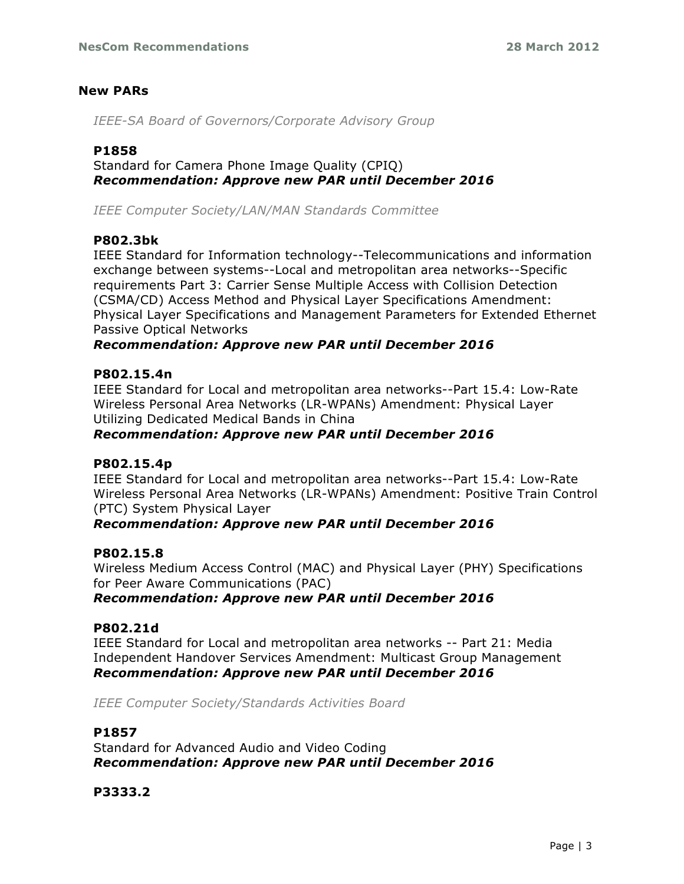## New PARs

*IEEE-SA Board of Governors/Corporate Advisory Group*

**P1858**
Standard for Camera Phone Image Quality (CPIQ)
***Recommendation: Approve new PAR until December 2016***

*IEEE Computer Society/LAN/MAN Standards Committee*

**P802.3bk**
IEEE Standard for Information technology--Telecommunications and information exchange between systems--Local and metropolitan area networks--Specific requirements Part 3: Carrier Sense Multiple Access with Collision Detection (CSMA/CD) Access Method and Physical Layer Specifications Amendment: Physical Layer Specifications and Management Parameters for Extended Ethernet Passive Optical Networks
***Recommendation: Approve new PAR until December 2016***

**P802.15.4n**
IEEE Standard for Local and metropolitan area networks--Part 15.4: Low-Rate Wireless Personal Area Networks (LR-WPANs) Amendment: Physical Layer Utilizing Dedicated Medical Bands in China
***Recommendation: Approve new PAR until December 2016***

**P802.15.4p**
IEEE Standard for Local and metropolitan area networks--Part 15.4: Low-Rate Wireless Personal Area Networks (LR-WPANs) Amendment: Positive Train Control (PTC) System Physical Layer
***Recommendation: Approve new PAR until December 2016***

**P802.15.8**
Wireless Medium Access Control (MAC) and Physical Layer (PHY) Specifications for Peer Aware Communications (PAC)
***Recommendation: Approve new PAR until December 2016***

**P802.21d**
IEEE Standard for Local and metropolitan area networks -- Part 21: Media Independent Handover Services Amendment: Multicast Group Management
***Recommendation: Approve new PAR until December 2016***

*IEEE Computer Society/Standards Activities Board*

**P1857**
Standard for Advanced Audio and Video Coding
***Recommendation: Approve new PAR until December 2016***

**P3333.2**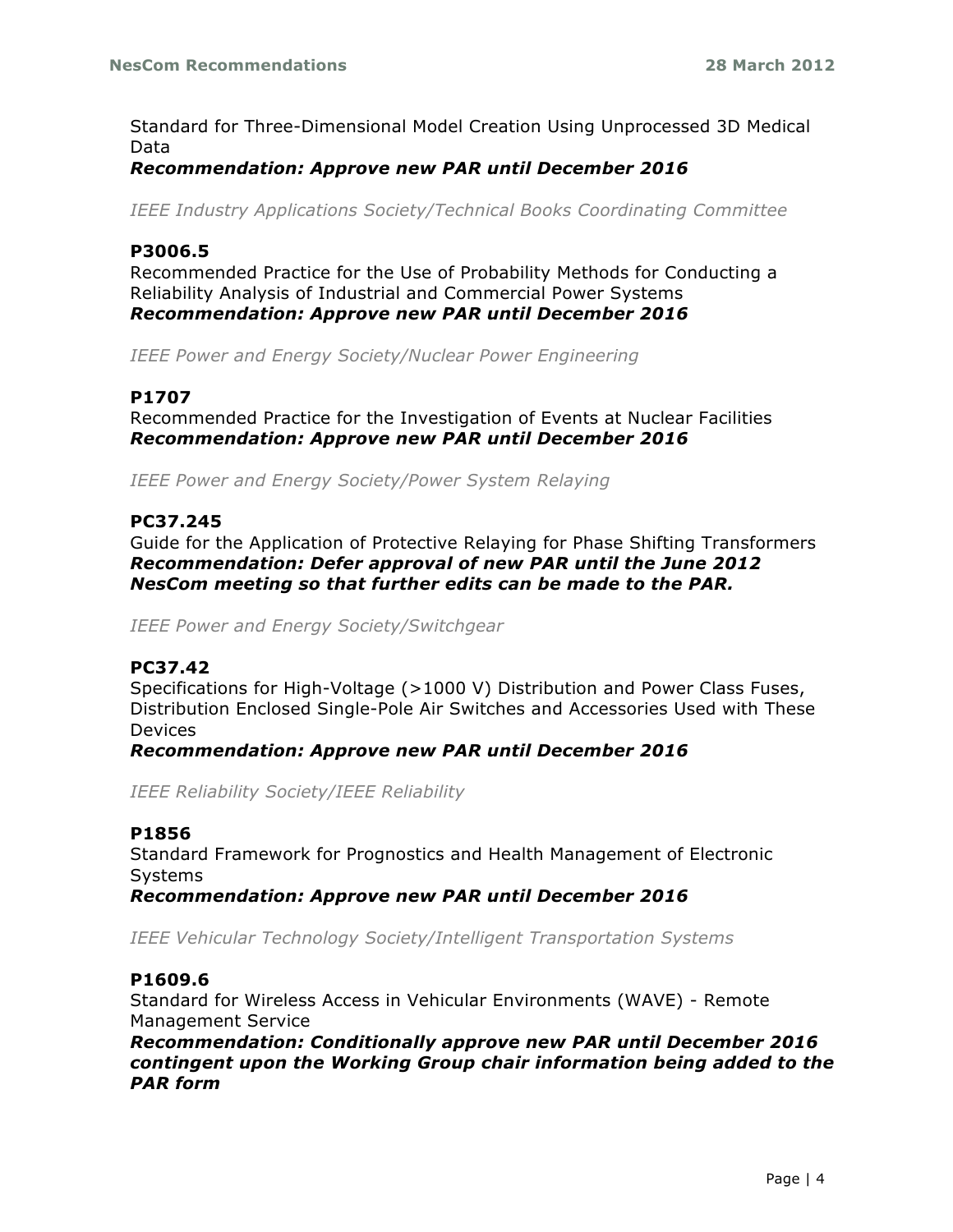Standard for Three-Dimensional Model Creation Using Unprocessed 3D Medical Data
***Recommendation: Approve new PAR until December 2016***

*IEEE Industry Applications Society/Technical Books Coordinating Committee*

**P3006.5**
Recommended Practice for the Use of Probability Methods for Conducting a Reliability Analysis of Industrial and Commercial Power Systems
***Recommendation: Approve new PAR until December 2016***

*IEEE Power and Energy Society/Nuclear Power Engineering*

**P1707**
Recommended Practice for the Investigation of Events at Nuclear Facilities
***Recommendation: Approve new PAR until December 2016***

*IEEE Power and Energy Society/Power System Relaying*

**PC37.245**
Guide for the Application of Protective Relaying for Phase Shifting Transformers
***Recommendation: Defer approval of new PAR until the June 2012 NesCom meeting so that further edits can be made to the PAR.***

*IEEE Power and Energy Society/Switchgear*

**PC37.42**
Specifications for High-Voltage (>1000 V) Distribution and Power Class Fuses, Distribution Enclosed Single-Pole Air Switches and Accessories Used with These Devices
***Recommendation: Approve new PAR until December 2016***

*IEEE Reliability Society/IEEE Reliability*

**P1856**
Standard Framework for Prognostics and Health Management of Electronic Systems
***Recommendation: Approve new PAR until December 2016***

*IEEE Vehicular Technology Society/Intelligent Transportation Systems*

**P1609.6**
Standard for Wireless Access in Vehicular Environments (WAVE) - Remote Management Service
***Recommendation: Conditionally approve new PAR until December 2016 contingent upon the Working Group chair information being added to the PAR form***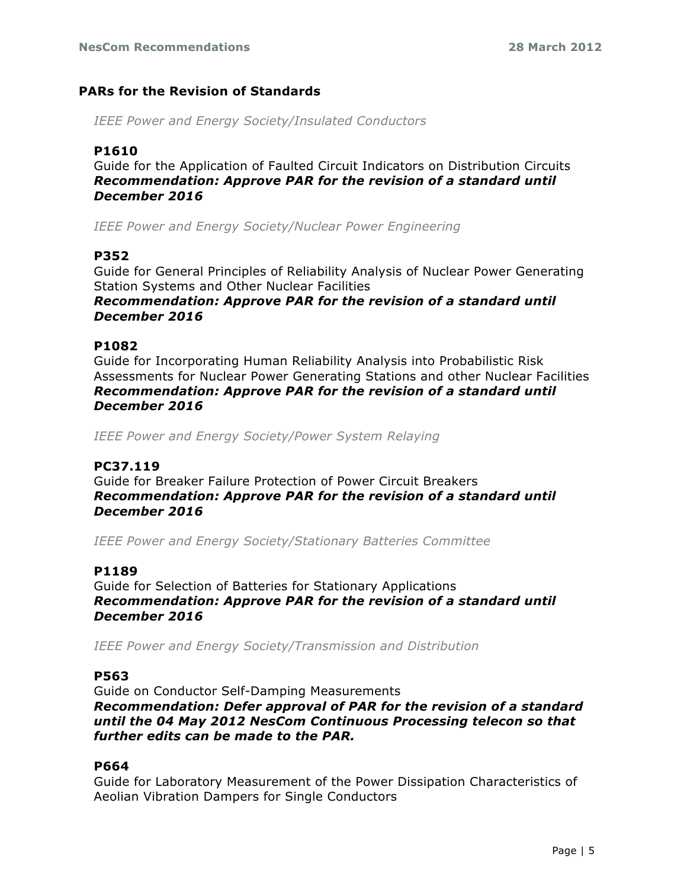## PARs for the Revision of Standards

*IEEE Power and Energy Society/Insulated Conductors*

**P1610**
Guide for the Application of Faulted Circuit Indicators on Distribution Circuits
***Recommendation: Approve PAR for the revision of a standard until December 2016***

*IEEE Power and Energy Society/Nuclear Power Engineering*

**P352**
Guide for General Principles of Reliability Analysis of Nuclear Power Generating Station Systems and Other Nuclear Facilities
***Recommendation: Approve PAR for the revision of a standard until December 2016***

**P1082**
Guide for Incorporating Human Reliability Analysis into Probabilistic Risk Assessments for Nuclear Power Generating Stations and other Nuclear Facilities
***Recommendation: Approve PAR for the revision of a standard until December 2016***

*IEEE Power and Energy Society/Power System Relaying*

**PC37.119**
Guide for Breaker Failure Protection of Power Circuit Breakers
***Recommendation: Approve PAR for the revision of a standard until December 2016***

*IEEE Power and Energy Society/Stationary Batteries Committee*

**P1189**
Guide for Selection of Batteries for Stationary Applications
***Recommendation: Approve PAR for the revision of a standard until December 2016***

*IEEE Power and Energy Society/Transmission and Distribution*

**P563**
Guide on Conductor Self-Damping Measurements
***Recommendation: Defer approval of PAR for the revision of a standard until the 04 May 2012 NesCom Continuous Processing telecon so that further edits can be made to the PAR.***

**P664**
Guide for Laboratory Measurement of the Power Dissipation Characteristics of Aeolian Vibration Dampers for Single Conductors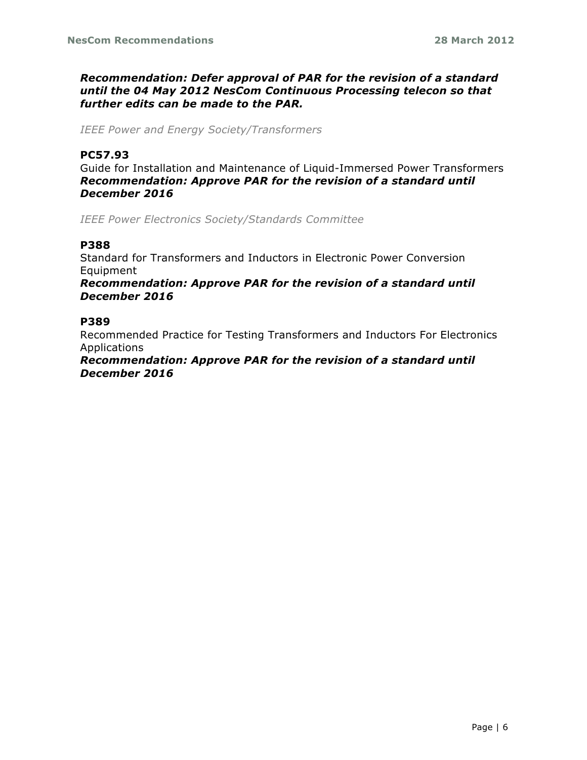***Recommendation: Defer approval of PAR for the revision of a standard until the 04 May 2012 NesCom Continuous Processing telecon so that further edits can be made to the PAR.***

*IEEE Power and Energy Society/Transformers*

**PC57.93**

Guide for Installation and Maintenance of Liquid-Immersed Power Transformers

***Recommendation: Approve PAR for the revision of a standard until December 2016***

*IEEE Power Electronics Society/Standards Committee*

**P388**

Standard for Transformers and Inductors in Electronic Power Conversion Equipment

***Recommendation: Approve PAR for the revision of a standard until December 2016***

**P389**

Recommended Practice for Testing Transformers and Inductors For Electronics Applications

***Recommendation: Approve PAR for the revision of a standard until December 2016***